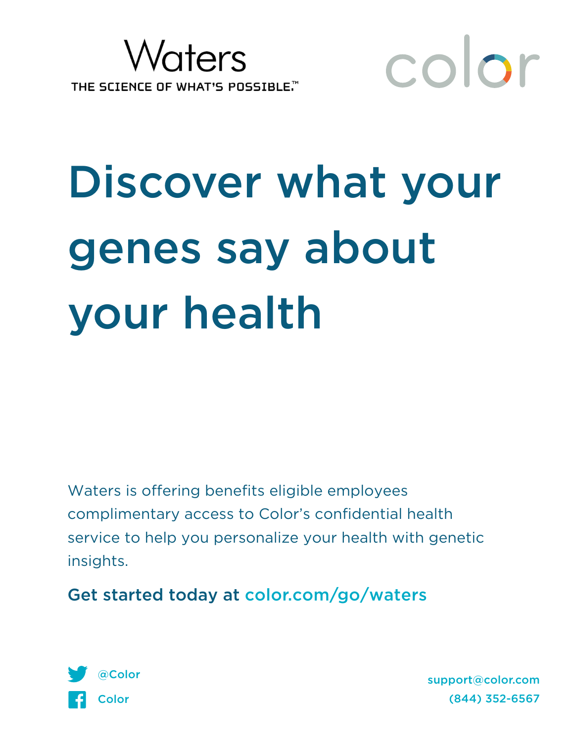Waters

THE SCIENCE OF WHAT'S POSSIBLE.™

color

# Discover what your genes say about your health

Waters is offering benefits eligible employees complimentary access to Color's confidential health service to help you personalize your health with genetic insights.

**Get started today at color.com/go/waters**

@Color

Color

support@color.com

(844) 352-6567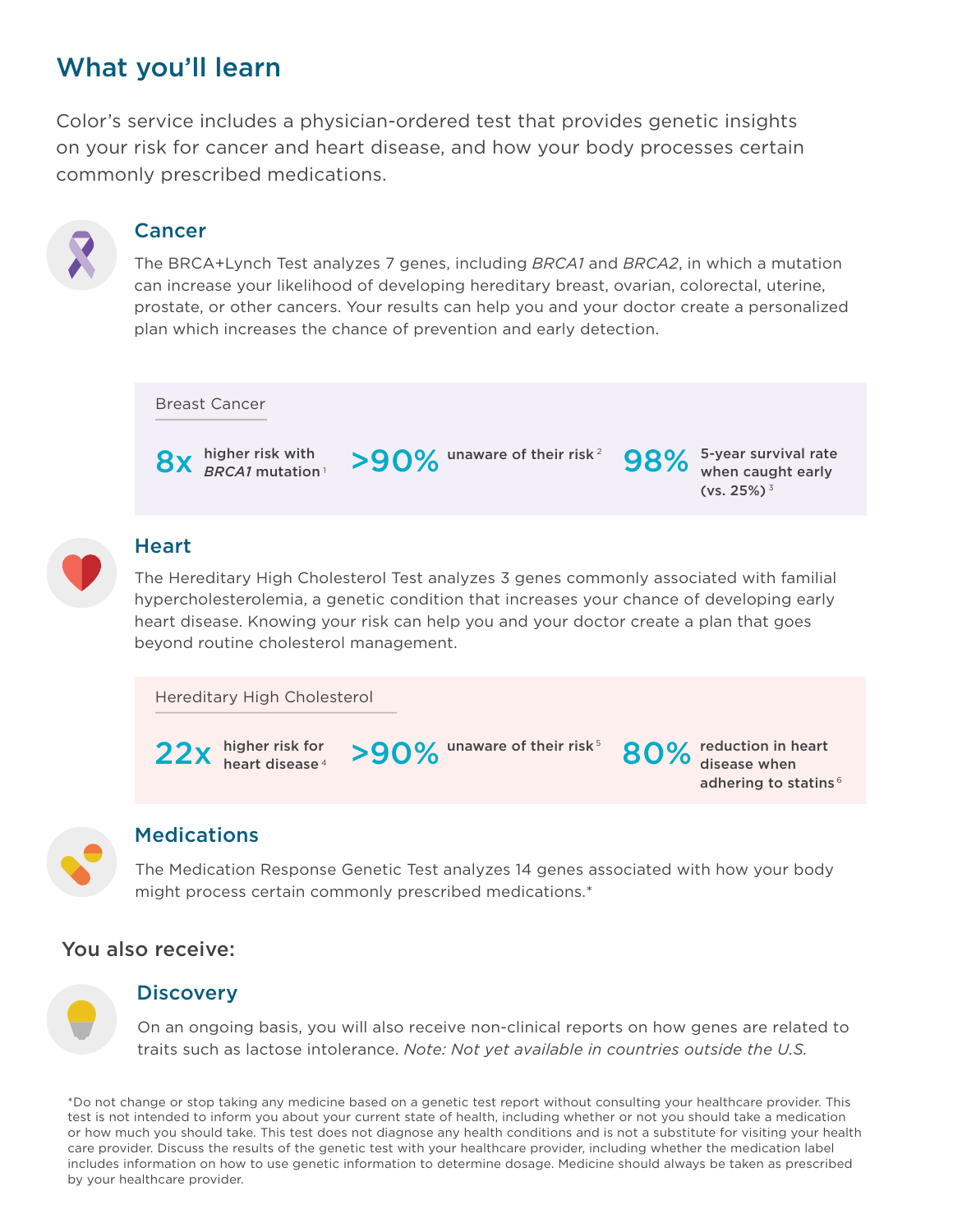# What you'll learn

Color's service includes a physician-ordered test that provides genetic insights on your risk for cancer and heart disease, and how your body processes certain commonly prescribed medications.

## Cancer

The BRCA+Lynch Test analyzes 7 genes, including *BRCA1* and *BRCA2*, in which a mutation can increase your likelihood of developing hereditary breast, ovarian, colorectal, uterine, prostate, or other cancers. Your results can help you and your doctor create a personalized plan which increases the chance of prevention and early detection.

### Breast Cancer

- **8x** higher risk with *BRCA1* mutation [1]
- **>90%** unaware of their risk [2]
- **98%** 5-year survival rate when caught early (vs. 25%) [3]

## Heart

The Hereditary High Cholesterol Test analyzes 3 genes commonly associated with familial hypercholesterolemia, a genetic condition that increases your chance of developing early heart disease. Knowing your risk can help you and your doctor create a plan that goes beyond routine cholesterol management.

### Hereditary High Cholesterol

- **22x** higher risk for heart disease [4]
- **>90%** unaware of their risk [5]
- **80%** reduction in heart disease when adhering to statins [6]

## Medications

The Medication Response Genetic Test analyzes 14 genes associated with how your body might process certain commonly prescribed medications.*

### You also receive:

## Discovery

On an ongoing basis, you will also receive non-clinical reports on how genes are related to traits such as lactose intolerance. *Note: Not yet available in countries outside the U.S.*

*Do not change or stop taking any medicine based on a genetic test report without consulting your healthcare provider. This test is not intended to inform you about your current state of health, including whether or not you should take a medication or how much you should take. This test does not diagnose any health conditions and is not a substitute for visiting your health care provider. Discuss the results of the genetic test with your healthcare provider, including whether the medication label includes information on how to use genetic information to determine dosage. Medicine should always be taken as prescribed by your healthcare provider.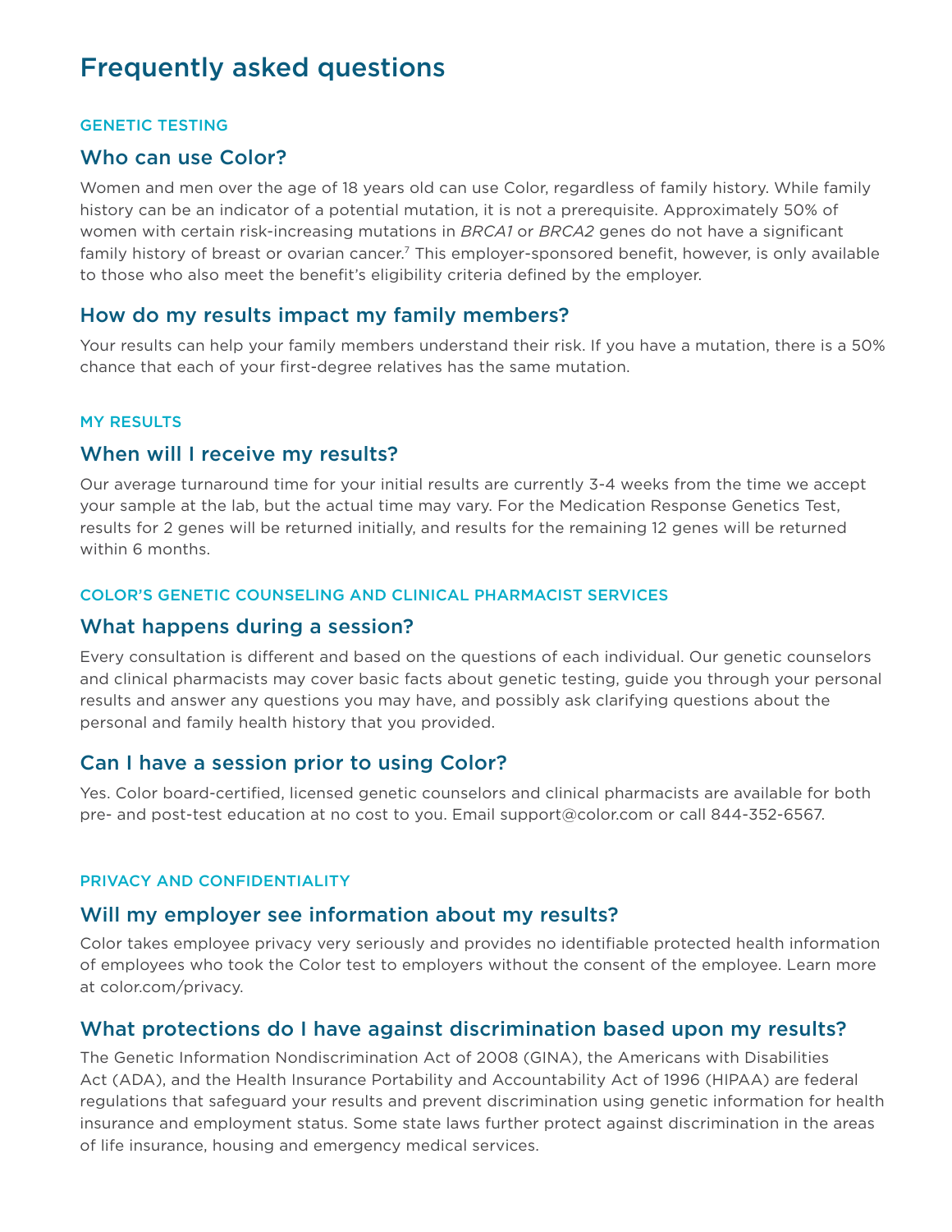# Frequently asked questions

### GENETIC TESTING

## Who can use Color?

Women and men over the age of 18 years old can use Color, regardless of family history. While family history can be an indicator of a potential mutation, it is not a prerequisite. Approximately 50% of women with certain risk-increasing mutations in *BRCA1* or *BRCA2* genes do not have a significant family history of breast or ovarian cancer.[7] This employer-sponsored benefit, however, is only available to those who also meet the benefit's eligibility criteria defined by the employer.

## How do my results impact my family members?

Your results can help your family members understand their risk. If you have a mutation, there is a 50% chance that each of your first-degree relatives has the same mutation.

### MY RESULTS

## When will I receive my results?

Our average turnaround time for your initial results are currently 3-4 weeks from the time we accept your sample at the lab, but the actual time may vary. For the Medication Response Genetics Test, results for 2 genes will be returned initially, and results for the remaining 12 genes will be returned within 6 months.

### COLOR'S GENETIC COUNSELING AND CLINICAL PHARMACIST SERVICES

## What happens during a session?

Every consultation is different and based on the questions of each individual. Our genetic counselors and clinical pharmacists may cover basic facts about genetic testing, guide you through your personal results and answer any questions you may have, and possibly ask clarifying questions about the personal and family health history that you provided.

## Can I have a session prior to using Color?

Yes. Color board-certified, licensed genetic counselors and clinical pharmacists are available for both pre- and post-test education at no cost to you. Email support@color.com or call 844-352-6567.

### PRIVACY AND CONFIDENTIALITY

## Will my employer see information about my results?

Color takes employee privacy very seriously and provides no identifiable protected health information of employees who took the Color test to employers without the consent of the employee. Learn more at color.com/privacy.

## What protections do I have against discrimination based upon my results?

The Genetic Information Nondiscrimination Act of 2008 (GINA), the Americans with Disabilities Act (ADA), and the Health Insurance Portability and Accountability Act of 1996 (HIPAA) are federal regulations that safeguard your results and prevent discrimination using genetic information for health insurance and employment status. Some state laws further protect against discrimination in the areas of life insurance, housing and emergency medical services.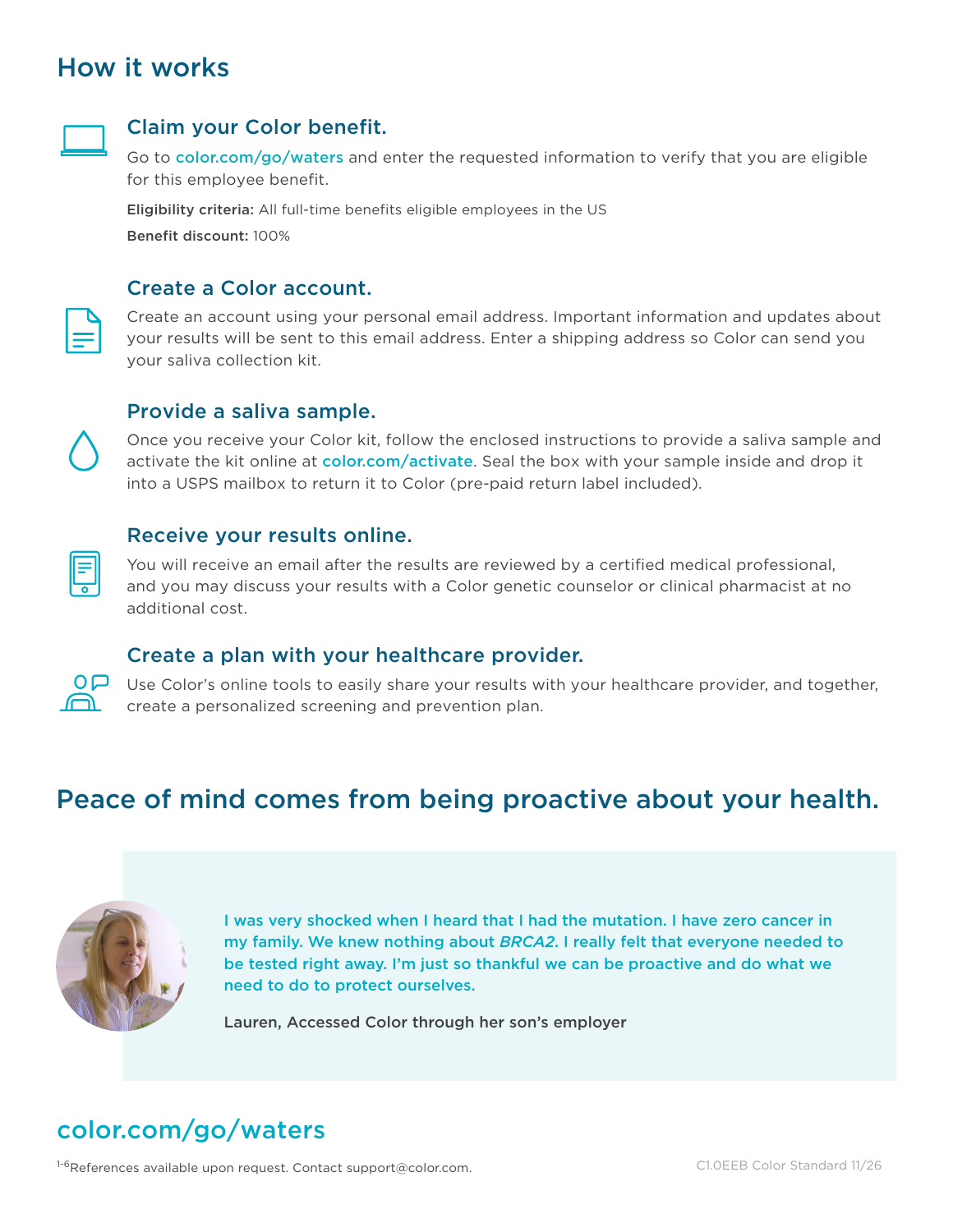## How it works

### Claim your Color benefit.

Go to color.com/go/waters and enter the requested information to verify that you are eligible for this employee benefit.

**Eligibility criteria:** All full-time benefits eligible employees in the US

**Benefit discount:** 100%

### Create a Color account.

Create an account using your personal email address. Important information and updates about your results will be sent to this email address. Enter a shipping address so Color can send you your saliva collection kit.

### Provide a saliva sample.

Once you receive your Color kit, follow the enclosed instructions to provide a saliva sample and activate the kit online at color.com/activate. Seal the box with your sample inside and drop it into a USPS mailbox to return it to Color (pre-paid return label included).

### Receive your results online.

You will receive an email after the results are reviewed by a certified medical professional, and you may discuss your results with a Color genetic counselor or clinical pharmacist at no additional cost.

### Create a plan with your healthcare provider.

Use Color's online tools to easily share your results with your healthcare provider, and together, create a personalized screening and prevention plan.

## Peace of mind comes from being proactive about your health.

I was very shocked when I heard that I had the mutation. I have zero cancer in my family. We knew nothing about *BRCA2*. I really felt that everyone needed to be tested right away. I'm just so thankful we can be proactive and do what we need to do to protect ourselves.

Lauren, Accessed Color through her son's employer

## color.com/go/waters

[1-6]References available upon request. Contact support@color.com.

C1.0EEB Color Standard 11/26